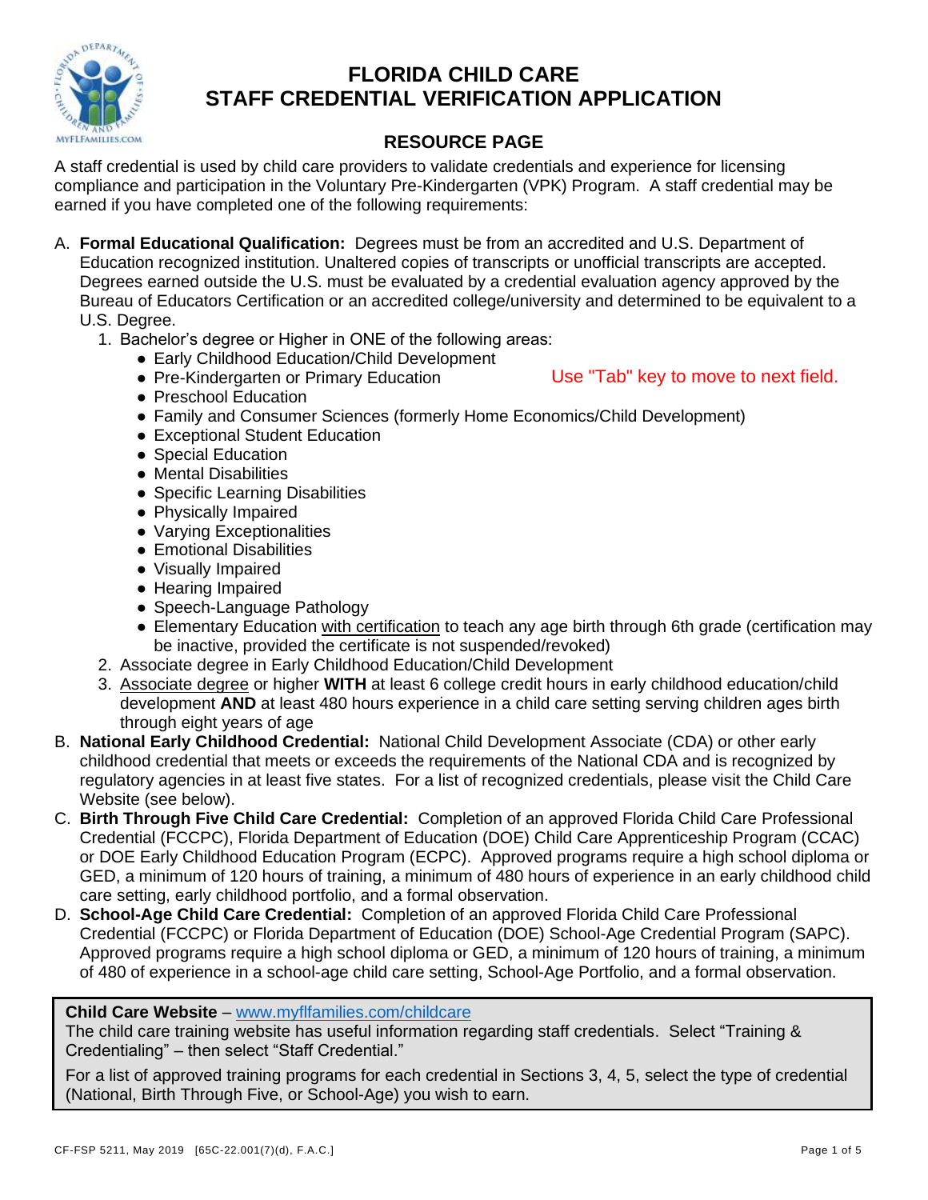# FLORIDA CHILD CARE
# STAFF CREDENTIAL VERIFICATION APPLICATION

## RESOURCE PAGE

A staff credential is used by child care providers to validate credentials and experience for licensing compliance and participation in the Voluntary Pre-Kindergarten (VPK) Program. A staff credential may be earned if you have completed one of the following requirements:

Use "Tab" key to move to next field.

A. **Formal Educational Qualification:** Degrees must be from an accredited and U.S. Department of Education recognized institution. Unaltered copies of transcripts or unofficial transcripts are accepted. Degrees earned outside the U.S. must be evaluated by a credential evaluation agency approved by the Bureau of Educators Certification or an accredited college/university and determined to be equivalent to a U.S. Degree.
   1. Bachelor's degree or Higher in ONE of the following areas:
      - Early Childhood Education/Child Development
      - Pre-Kindergarten or Primary Education
      - Preschool Education
      - Family and Consumer Sciences (formerly Home Economics/Child Development)
      - Exceptional Student Education
      - Special Education
      - Mental Disabilities
      - Specific Learning Disabilities
      - Physically Impaired
      - Varying Exceptionalities
      - Emotional Disabilities
      - Visually Impaired
      - Hearing Impaired
      - Speech-Language Pathology
      - Elementary Education with certification to teach any age birth through 6th grade (certification may be inactive, provided the certificate is not suspended/revoked)
   2. Associate degree in Early Childhood Education/Child Development
   3. Associate degree or higher **WITH** at least 6 college credit hours in early childhood education/child development **AND** at least 480 hours experience in a child care setting serving children ages birth through eight years of age

B. **National Early Childhood Credential:** National Child Development Associate (CDA) or other early childhood credential that meets or exceeds the requirements of the National CDA and is recognized by regulatory agencies in at least five states. For a list of recognized credentials, please visit the Child Care Website (see below).

C. **Birth Through Five Child Care Credential:** Completion of an approved Florida Child Care Professional Credential (FCCPC), Florida Department of Education (DOE) Child Care Apprenticeship Program (CCAC) or DOE Early Childhood Education Program (ECPC). Approved programs require a high school diploma or GED, a minimum of 120 hours of training, a minimum of 480 hours of experience in an early childhood child care setting, early childhood portfolio, and a formal observation.

D. **School-Age Child Care Credential:** Completion of an approved Florida Child Care Professional Credential (FCCPC) or Florida Department of Education (DOE) School-Age Credential Program (SAPC). Approved programs require a high school diploma or GED, a minimum of 120 hours of training, a minimum of 480 of experience in a school-age child care setting, School-Age Portfolio, and a formal observation.

**Child Care Website** – www.myflfamilies.com/childcare

The child care training website has useful information regarding staff credentials. Select "Training & Credentialing" – then select "Staff Credential."

For a list of approved training programs for each credential in Sections 3, 4, 5, select the type of credential (National, Birth Through Five, or School-Age) you wish to earn.

CF-FSP 5211, May 2019 [65C-22.001(7)(d), F.A.C.]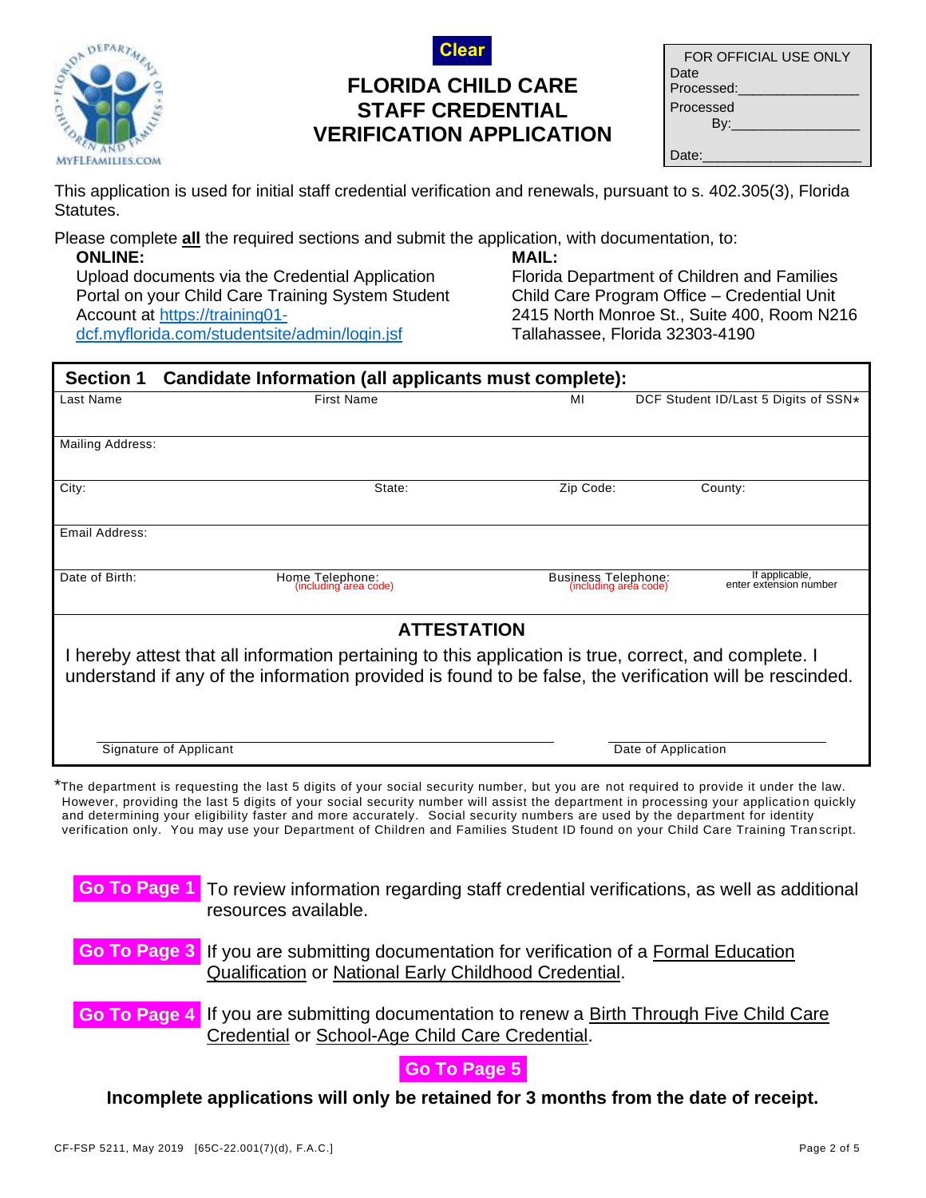Clear

# FLORIDA CHILD CARE STAFF CREDENTIAL VERIFICATION APPLICATION

| FOR OFFICIAL USE ONLY |
|---|
| Date Processed:_______________ |
| Processed By:________________ |
| Date:___________________ |

This application is used for initial staff credential verification and renewals, pursuant to s. 402.305(3), Florida Statutes.

Please complete **all** the required sections and submit the application, with documentation, to:

**ONLINE:**
Upload documents via the Credential Application Portal on your Child Care Training System Student Account at https://training01-dcf.myflorida.com/studentsite/admin/login.jsf

**MAIL:**
Florida Department of Children and Families
Child Care Program Office – Credential Unit
2415 North Monroe St., Suite 400, Room N216
Tallahassee, Florida 32303-4190

## Section 1 Candidate Information (all applicants must complete):

| Last Name | First Name | MI | DCF Student ID/Last 5 Digits of SSN* |
|---|---|---|---|
| Mailing Address: | | | |
| City: | State: | Zip Code: | County: |
| Email Address: | | | |
| Date of Birth: | Home Telephone: (including area code) | Business Telephone: (including area code) | If applicable, enter extension number |

### ATTESTATION

I hereby attest that all information pertaining to this application is true, correct, and complete. I understand if any of the information provided is found to be false, the verification will be rescinded.

Signature of Applicant ______________________ Date of Application ______________________

*The department is requesting the last 5 digits of your social security number, but you are not required to provide it under the law. However, providing the last 5 digits of your social security number will assist the department in processing your application quickly and determining your eligibility faster and more accurately. Social security numbers are used by the department for identity verification only. You may use your Department of Children and Families Student ID found on your Child Care Training Transcript.

**Go To Page 1** To review information regarding staff credential verifications, as well as additional resources available.

**Go To Page 3** If you are submitting documentation for verification of a Formal Education Qualification or National Early Childhood Credential.

**Go To Page 4** If you are submitting documentation to renew a Birth Through Five Child Care Credential or School-Age Child Care Credential.

**Go To Page 5**

**Incomplete applications will only be retained for 3 months from the date of receipt.**

CF-FSP 5211, May 2019 [65C-22.001(7)(d), F.A.C.]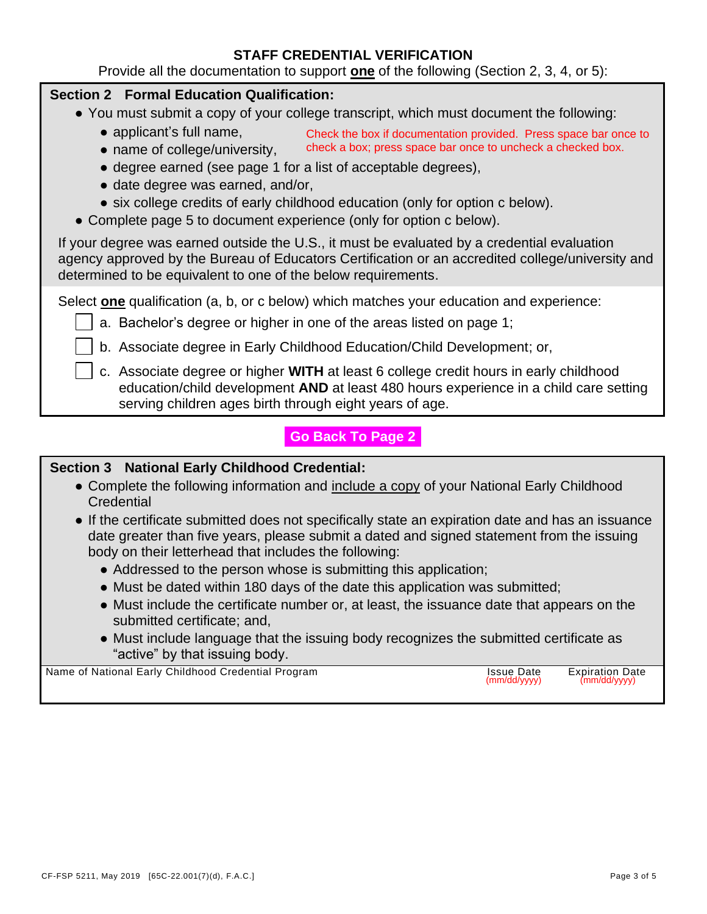## STAFF CREDENTIAL VERIFICATION

Provide all the documentation to support **one** of the following (Section 2, 3, 4, or 5):

### Section 2 Formal Education Qualification:

- You must submit a copy of your college transcript, which must document the following:
  - applicant's full name,
  - name of college/university,
  - degree earned (see page 1 for a list of acceptable degrees),
  - date degree was earned, and/or,
  - six college credits of early childhood education (only for option c below).
- Complete page 5 to document experience (only for option c below).

Check the box if documentation provided. Press space bar once to check a box; press space bar once to uncheck a checked box.

If your degree was earned outside the U.S., it must be evaluated by a credential evaluation agency approved by the Bureau of Educators Certification or an accredited college/university and determined to be equivalent to one of the below requirements.

Select **one** qualification (a, b, or c below) which matches your education and experience:

- [ ] a. Bachelor's degree or higher in one of the areas listed on page 1;
- [ ] b. Associate degree in Early Childhood Education/Child Development; or,
- [ ] c. Associate degree or higher **WITH** at least 6 college credit hours in early childhood education/child development **AND** at least 480 hours experience in a child care setting serving children ages birth through eight years of age.

**Go Back To Page 2**

### Section 3 National Early Childhood Credential:

- Complete the following information and include a copy of your National Early Childhood Credential
- If the certificate submitted does not specifically state an expiration date and has an issuance date greater than five years, please submit a dated and signed statement from the issuing body on their letterhead that includes the following:
  - Addressed to the person whose is submitting this application;
  - Must be dated within 180 days of the date this application was submitted;
  - Must include the certificate number or, at least, the issuance date that appears on the submitted certificate; and,
  - Must include language that the issuing body recognizes the submitted certificate as "active" by that issuing body.

| Name of National Early Childhood Credential Program | Issue Date (mm/dd/yyyy) | Expiration Date (mm/dd/yyyy) |
|---|---|---|
| | | |

CF-FSP 5211, May 2019 [65C-22.001(7)(d), F.A.C.]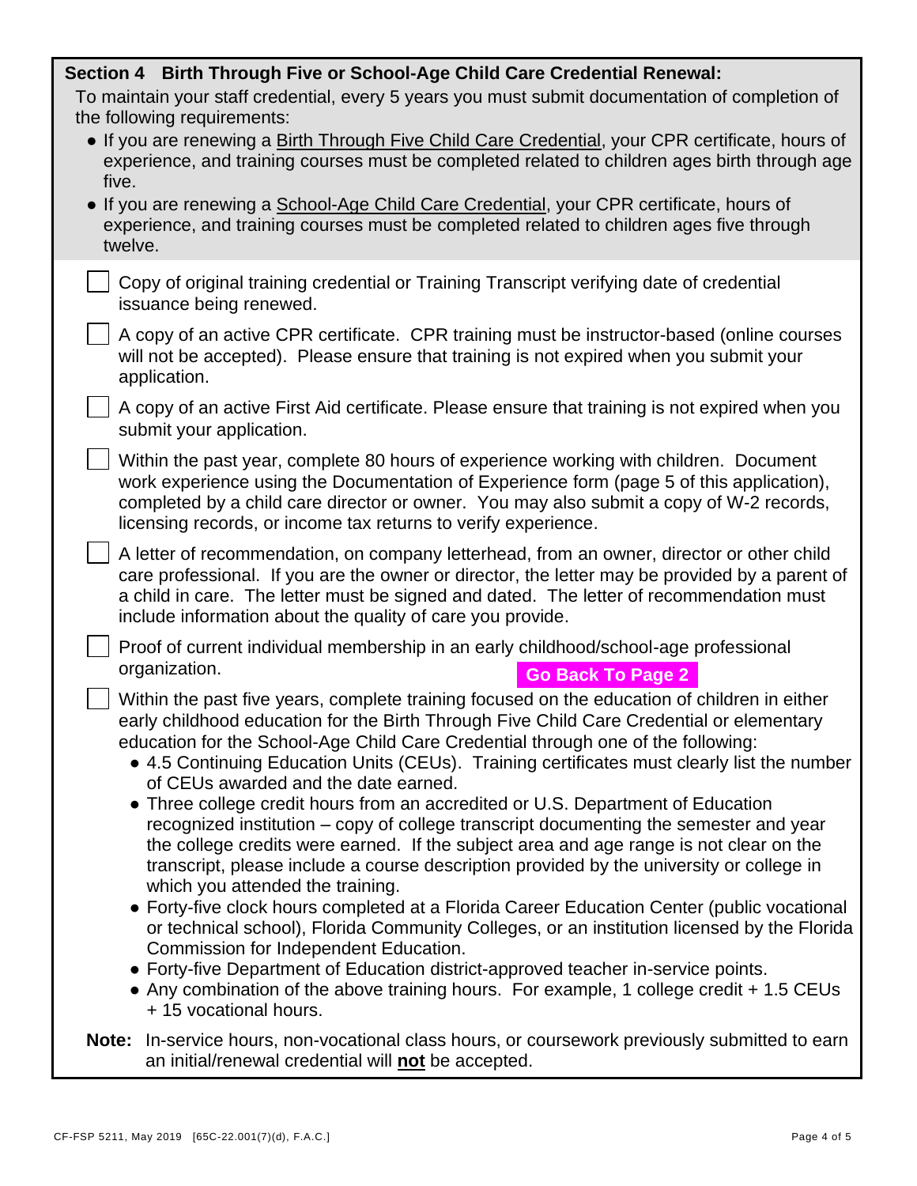## Section 4 Birth Through Five or School-Age Child Care Credential Renewal:

To maintain your staff credential, every 5 years you must submit documentation of completion of the following requirements:

- If you are renewing a Birth Through Five Child Care Credential, your CPR certificate, hours of experience, and training courses must be completed related to children ages birth through age five.
- If you are renewing a School-Age Child Care Credential, your CPR certificate, hours of experience, and training courses must be completed related to children ages five through twelve.

- [ ] Copy of original training credential or Training Transcript verifying date of credential issuance being renewed.
- [ ] A copy of an active CPR certificate. CPR training must be instructor-based (online courses will not be accepted). Please ensure that training is not expired when you submit your application.
- [ ] A copy of an active First Aid certificate. Please ensure that training is not expired when you submit your application.
- [ ] Within the past year, complete 80 hours of experience working with children. Document work experience using the Documentation of Experience form (page 5 of this application), completed by a child care director or owner. You may also submit a copy of W-2 records, licensing records, or income tax returns to verify experience.
- [ ] A letter of recommendation, on company letterhead, from an owner, director or other child care professional. If you are the owner or director, the letter may be provided by a parent of a child in care. The letter must be signed and dated. The letter of recommendation must include information about the quality of care you provide.
- [ ] Proof of current individual membership in an early childhood/school-age professional organization.

**Go Back To Page 2**

- [ ] Within the past five years, complete training focused on the education of children in either early childhood education for the Birth Through Five Child Care Credential or elementary education for the School-Age Child Care Credential through one of the following:
  - 4.5 Continuing Education Units (CEUs). Training certificates must clearly list the number of CEUs awarded and the date earned.
  - Three college credit hours from an accredited or U.S. Department of Education recognized institution – copy of college transcript documenting the semester and year the college credits were earned. If the subject area and age range is not clear on the transcript, please include a course description provided by the university or college in which you attended the training.
  - Forty-five clock hours completed at a Florida Career Education Center (public vocational or technical school), Florida Community Colleges, or an institution licensed by the Florida Commission for Independent Education.
  - Forty-five Department of Education district-approved teacher in-service points.
  - Any combination of the above training hours. For example, 1 college credit + 1.5 CEUs + 15 vocational hours.

**Note:** In-service hours, non-vocational class hours, or coursework previously submitted to earn an initial/renewal credential will **not** be accepted.

CF-FSP 5211, May 2019 [65C-22.001(7)(d), F.A.C.]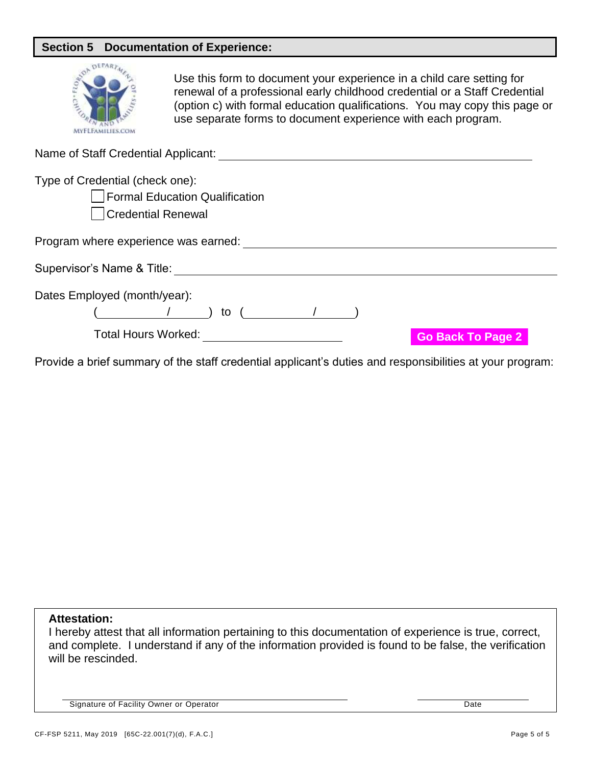## Section 5 Documentation of Experience:

Use this form to document your experience in a child care setting for renewal of a professional early childhood credential or a Staff Credential (option c) with formal education qualifications. You may copy this page or use separate forms to document experience with each program.

Name of Staff Credential Applicant: ______________________________

Type of Credential (check one):

- ☐ Formal Education Qualification
- ☐ Credential Renewal

Program where experience was earned: ______________________________

Supervisor's Name & Title: ______________________________

Dates Employed (month/year):

( ________ / ______ ) to ( ________ / ______ )

Total Hours Worked: ______________________

Go Back To Page 2

Provide a brief summary of the staff credential applicant's duties and responsibilities at your program:

**Attestation:**

I hereby attest that all information pertaining to this documentation of experience is true, correct, and complete. I understand if any of the information provided is found to be false, the verification will be rescinded.

______________________________ ______________

Signature of Facility Owner or Operator Date

CF-FSP 5211, May 2019 [65C-22.001(7)(d), F.A.C.]